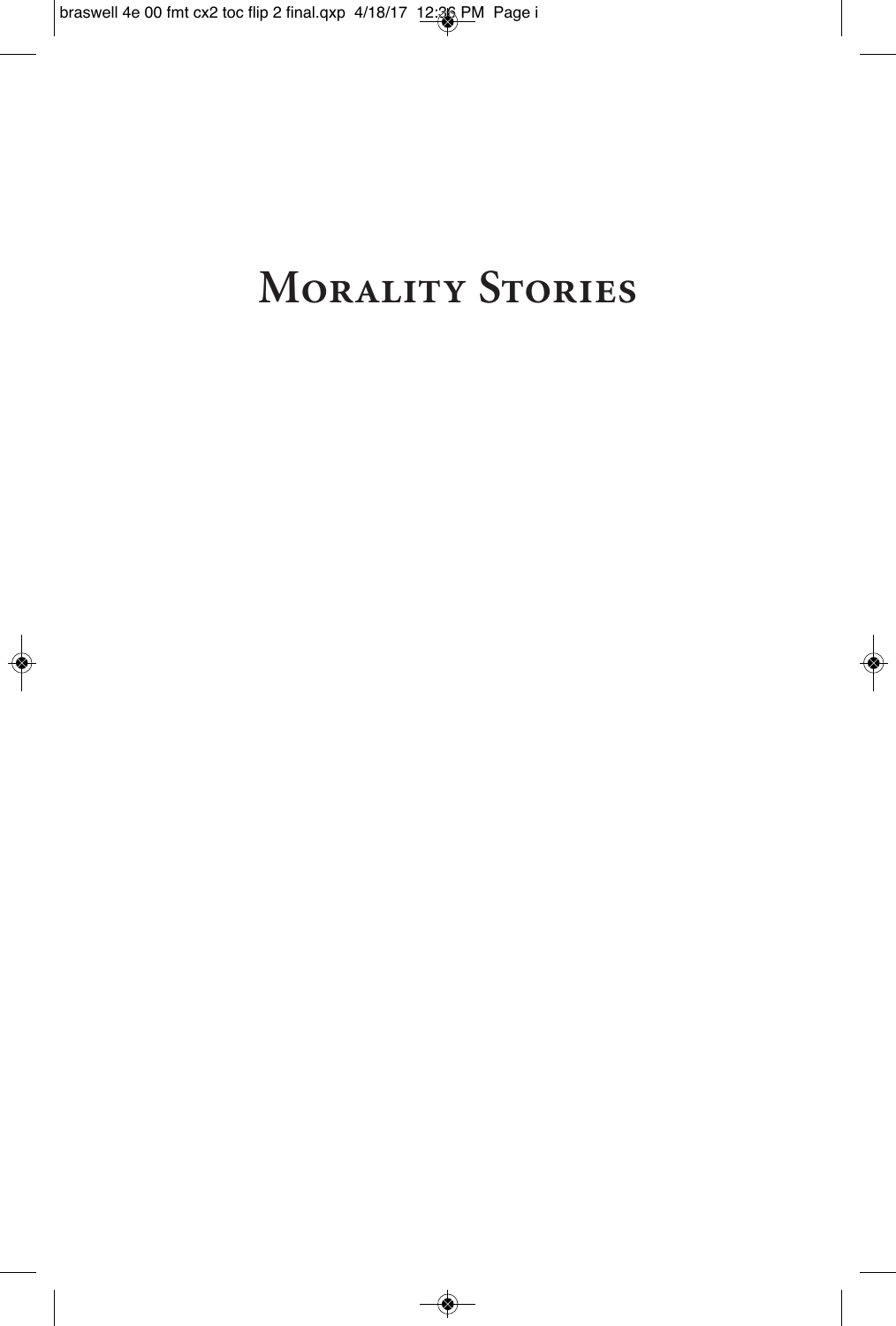# Morality Stories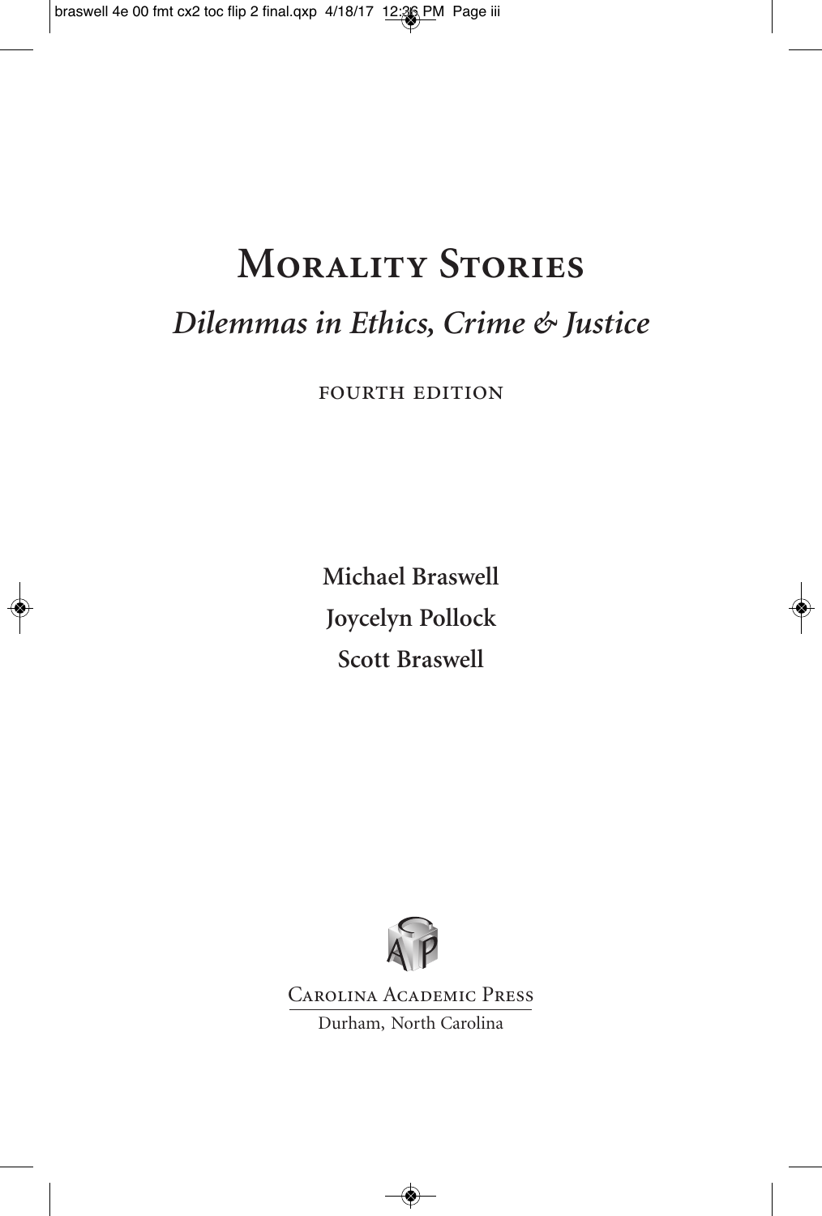# Morality Stories

## *Dilemmas in Ethics, Crime & Justice*

FOURTH EDITION

**Michael Braswell**

**Joycelyn Pollock**

**Scott Braswell**

Carolina Academic Press

Durham, North Carolina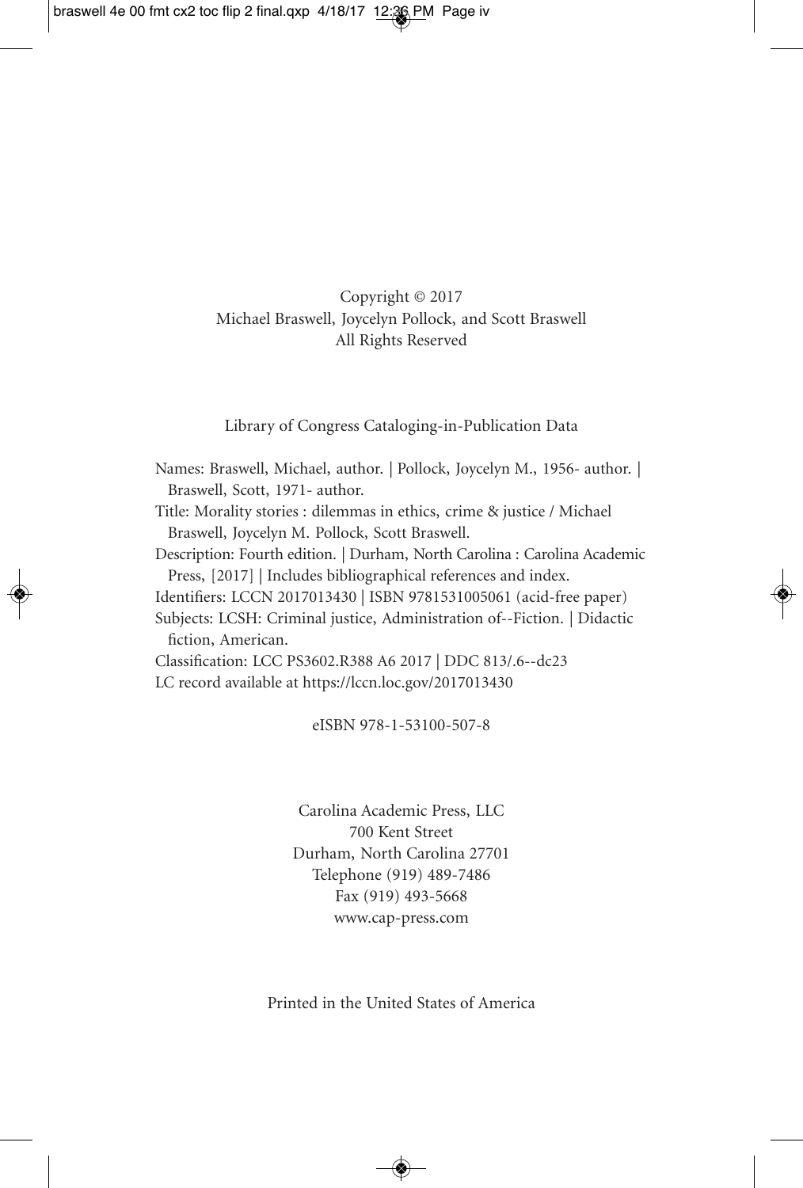Copyright © 2017
Michael Braswell, Joycelyn Pollock, and Scott Braswell
All Rights Reserved

Library of Congress Cataloging-in-Publication Data

Names: Braswell, Michael, author. | Pollock, Joycelyn M., 1956- author. | Braswell, Scott, 1971- author.
Title: Morality stories : dilemmas in ethics, crime & justice / Michael Braswell, Joycelyn M. Pollock, Scott Braswell.
Description: Fourth edition. | Durham, North Carolina : Carolina Academic Press, [2017] | Includes bibliographical references and index.
Identifiers: LCCN 2017013430 | ISBN 9781531005061 (acid-free paper)
Subjects: LCSH: Criminal justice, Administration of--Fiction. | Didactic fiction, American.
Classification: LCC PS3602.R388 A6 2017 | DDC 813/.6--dc23
LC record available at https://lccn.loc.gov/2017013430

eISBN 978-1-53100-507-8

Carolina Academic Press, LLC
700 Kent Street
Durham, North Carolina 27701
Telephone (919) 489-7486
Fax (919) 493-5668
www.cap-press.com

Printed in the United States of America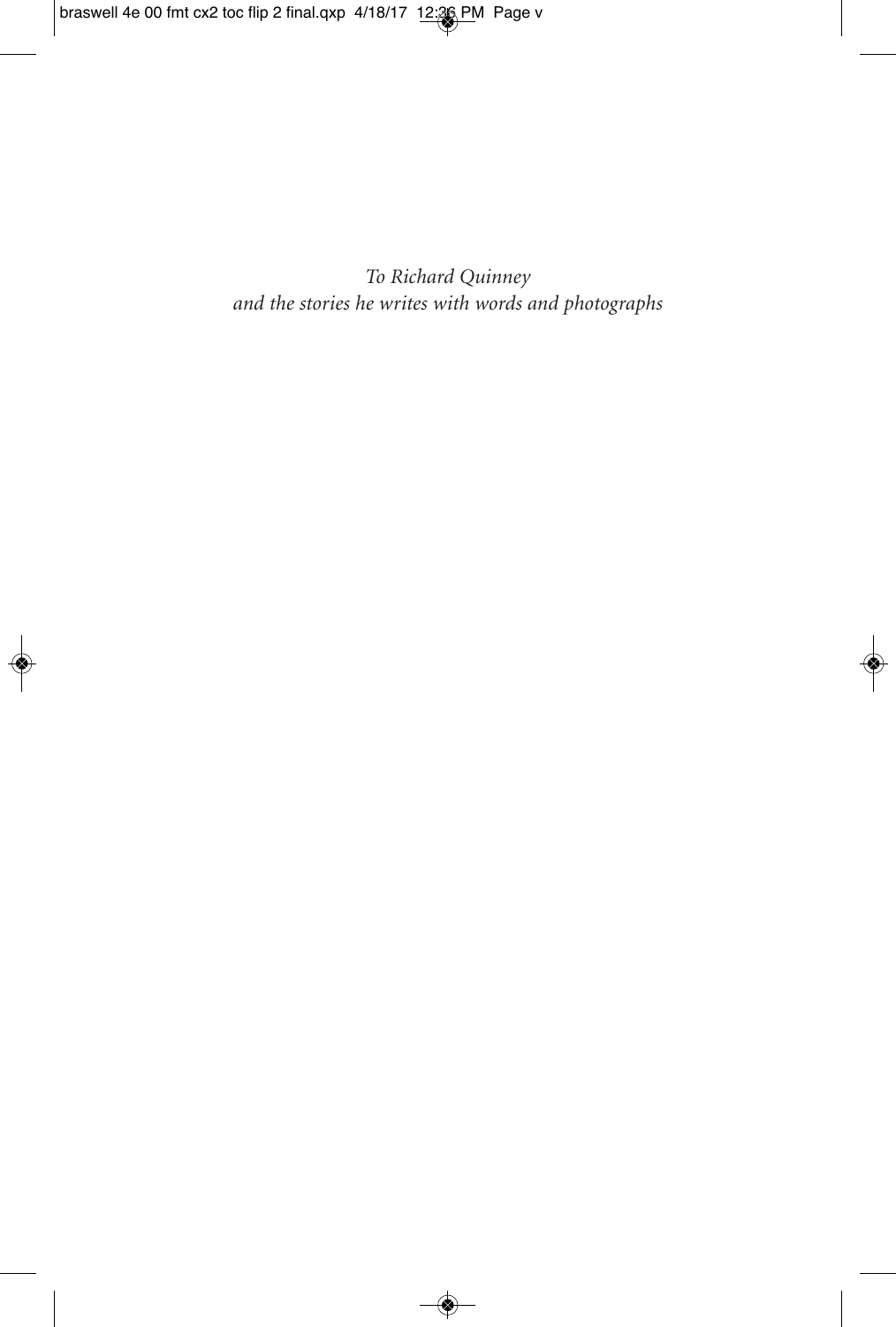*To Richard Quinney*
*and the stories he writes with words and photographs*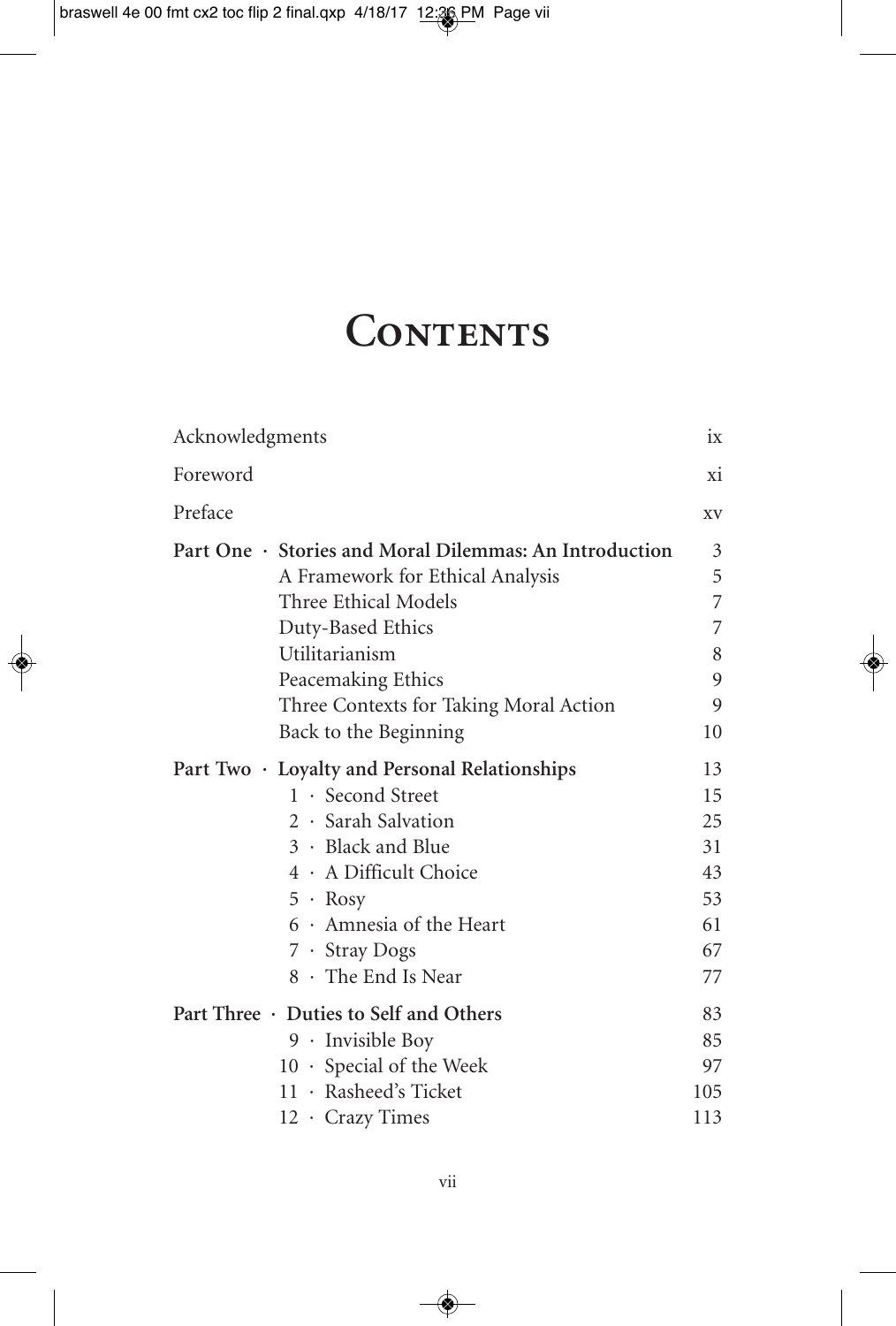# Contents

| | |
|---|---|
| Acknowledgments | ix |
| Foreword | xi |
| Preface | xv |
| **Part One · Stories and Moral Dilemmas: An Introduction** | 3 |
| A Framework for Ethical Analysis | 5 |
| Three Ethical Models | 7 |
| Duty-Based Ethics | 7 |
| Utilitarianism | 8 |
| Peacemaking Ethics | 9 |
| Three Contexts for Taking Moral Action | 9 |
| Back to the Beginning | 10 |
| **Part Two · Loyalty and Personal Relationships** | 13 |
| 1 · Second Street | 15 |
| 2 · Sarah Salvation | 25 |
| 3 · Black and Blue | 31 |
| 4 · A Difficult Choice | 43 |
| 5 · Rosy | 53 |
| 6 · Amnesia of the Heart | 61 |
| 7 · Stray Dogs | 67 |
| 8 · The End Is Near | 77 |
| **Part Three · Duties to Self and Others** | 83 |
| 9 · Invisible Boy | 85 |
| 10 · Special of the Week | 97 |
| 11 · Rasheed's Ticket | 105 |
| 12 · Crazy Times | 113 |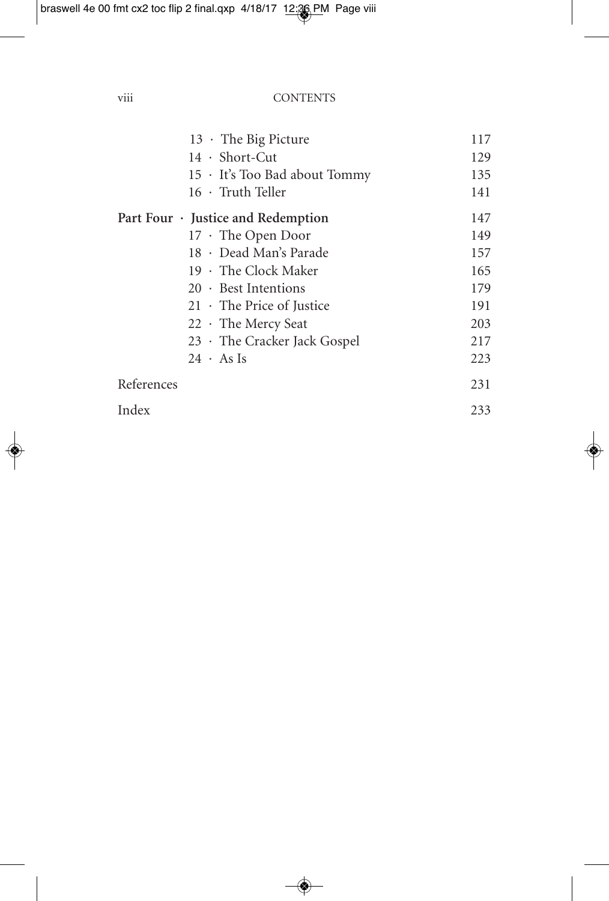13 · The Big Picture 117
14 · Short-Cut 129
15 · It's Too Bad about Tommy 135
16 · Truth Teller 141

**Part Four · Justice and Redemption** 147
17 · The Open Door 149
18 · Dead Man's Parade 157
19 · The Clock Maker 165
20 · Best Intentions 179
21 · The Price of Justice 191
22 · The Mercy Seat 203
23 · The Cracker Jack Gospel 217
24 · As Is 223

References 231

Index 233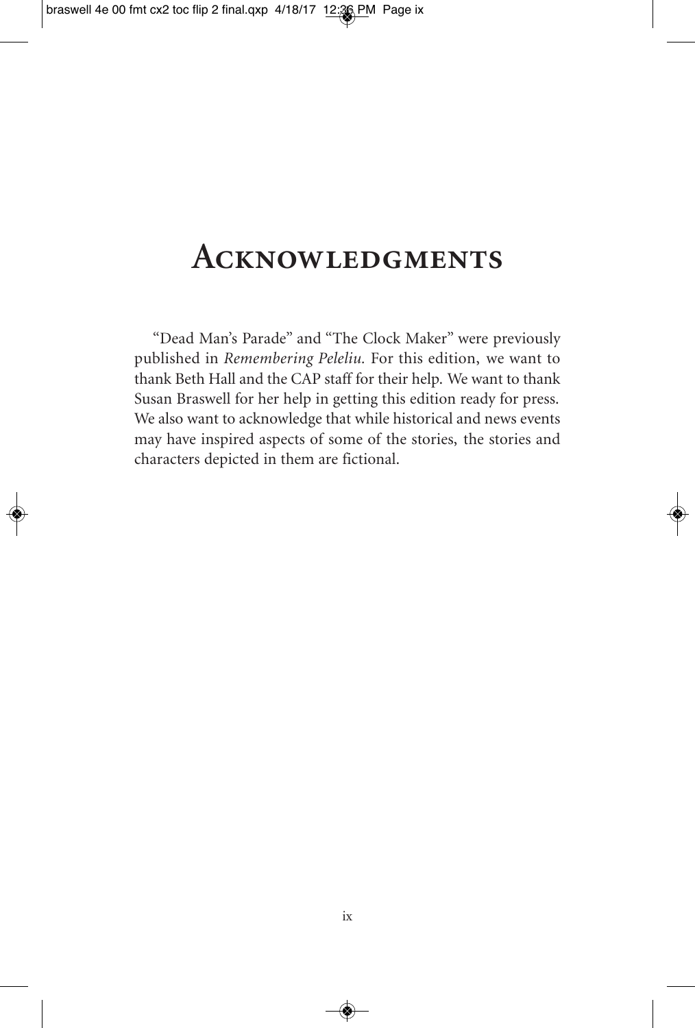# Acknowledgments

"Dead Man's Parade" and "The Clock Maker" were previously published in *Remembering Peleliu.* For this edition, we want to thank Beth Hall and the CAP staff for their help. We want to thank Susan Braswell for her help in getting this edition ready for press. We also want to acknowledge that while historical and news events may have inspired aspects of some of the stories, the stories and characters depicted in them are fictional.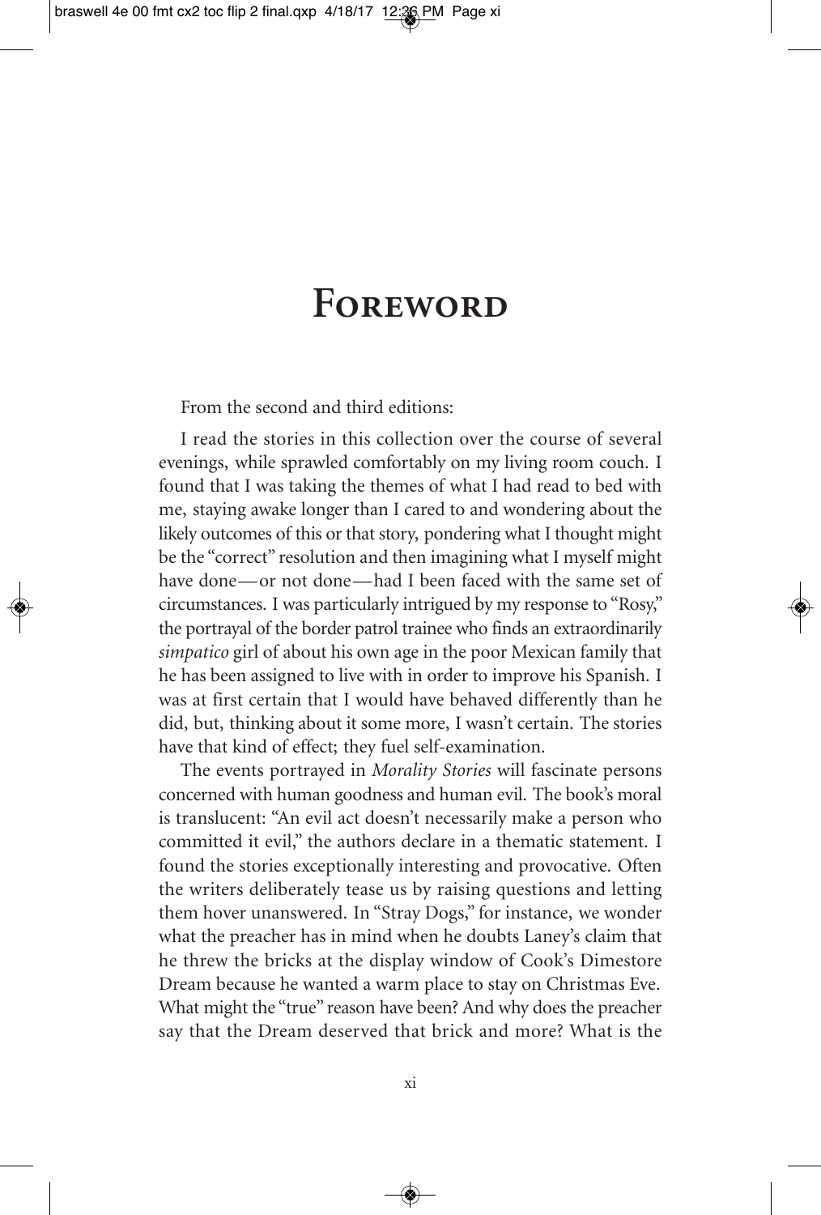# Foreword

From the second and third editions:

I read the stories in this collection over the course of several evenings, while sprawled comfortably on my living room couch. I found that I was taking the themes of what I had read to bed with me, staying awake longer than I cared to and wondering about the likely outcomes of this or that story, pondering what I thought might be the "correct" resolution and then imagining what I myself might have done—or not done—had I been faced with the same set of circumstances. I was particularly intrigued by my response to "Rosy," the portrayal of the border patrol trainee who finds an extraordinarily *simpatico* girl of about his own age in the poor Mexican family that he has been assigned to live with in order to improve his Spanish. I was at first certain that I would have behaved differently than he did, but, thinking about it some more, I wasn't certain. The stories have that kind of effect; they fuel self-examination.

The events portrayed in *Morality Stories* will fascinate persons concerned with human goodness and human evil. The book's moral is translucent: "An evil act doesn't necessarily make a person who committed it evil," the authors declare in a thematic statement. I found the stories exceptionally interesting and provocative. Often the writers deliberately tease us by raising questions and letting them hover unanswered. In "Stray Dogs," for instance, we wonder what the preacher has in mind when he doubts Laney's claim that he threw the bricks at the display window of Cook's Dimestore Dream because he wanted a warm place to stay on Christmas Eve. What might the "true" reason have been? And why does the preacher say that the Dream deserved that brick and more? What is the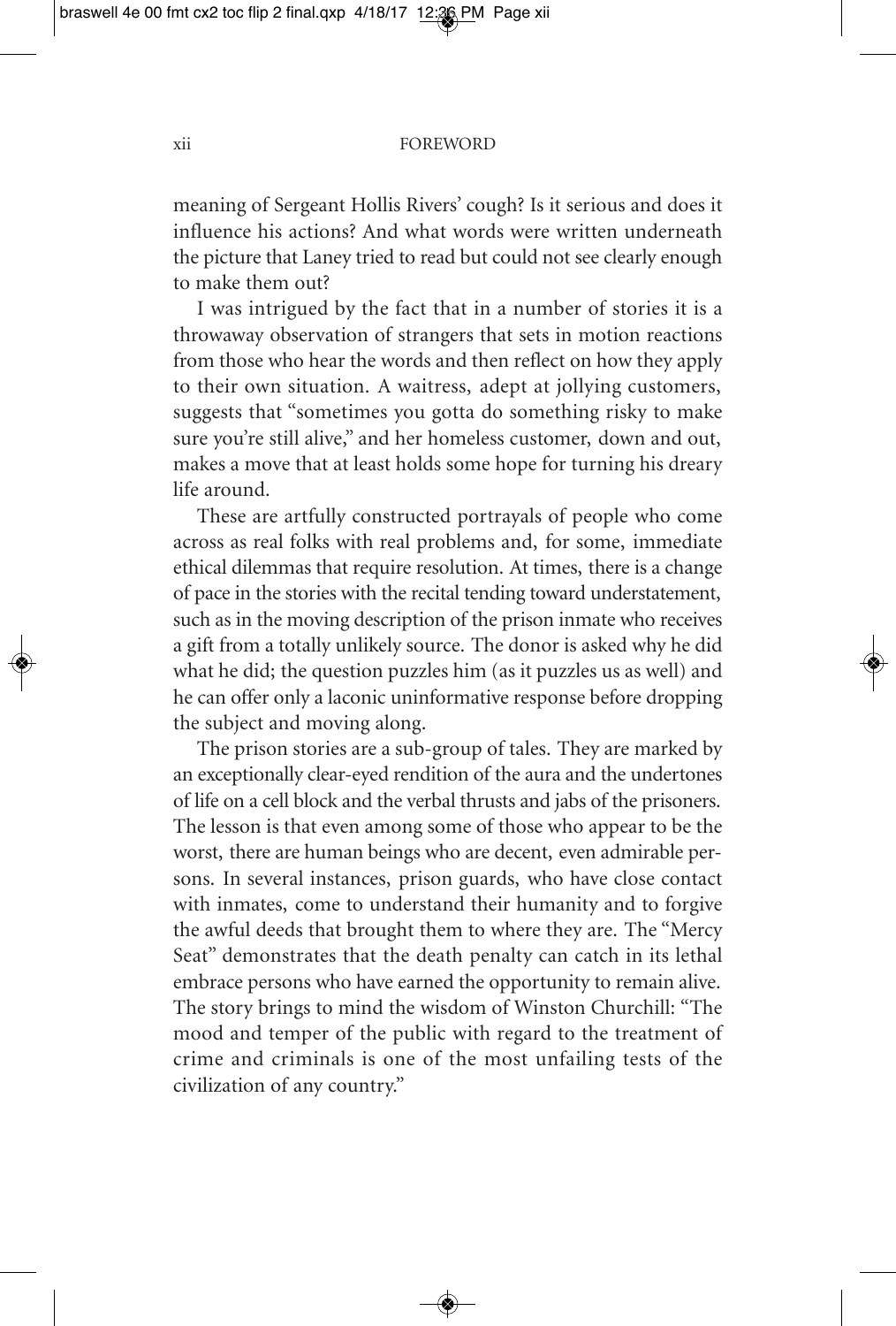meaning of Sergeant Hollis Rivers' cough? Is it serious and does it influence his actions? And what words were written underneath the picture that Laney tried to read but could not see clearly enough to make them out?

I was intrigued by the fact that in a number of stories it is a throwaway observation of strangers that sets in motion reactions from those who hear the words and then reflect on how they apply to their own situation. A waitress, adept at jollying customers, suggests that "sometimes you gotta do something risky to make sure you're still alive," and her homeless customer, down and out, makes a move that at least holds some hope for turning his dreary life around.

These are artfully constructed portrayals of people who come across as real folks with real problems and, for some, immediate ethical dilemmas that require resolution. At times, there is a change of pace in the stories with the recital tending toward understatement, such as in the moving description of the prison inmate who receives a gift from a totally unlikely source. The donor is asked why he did what he did; the question puzzles him (as it puzzles us as well) and he can offer only a laconic uninformative response before dropping the subject and moving along.

The prison stories are a sub-group of tales. They are marked by an exceptionally clear-eyed rendition of the aura and the undertones of life on a cell block and the verbal thrusts and jabs of the prisoners. The lesson is that even among some of those who appear to be the worst, there are human beings who are decent, even admirable persons. In several instances, prison guards, who have close contact with inmates, come to understand their humanity and to forgive the awful deeds that brought them to where they are. The "Mercy Seat" demonstrates that the death penalty can catch in its lethal embrace persons who have earned the opportunity to remain alive. The story brings to mind the wisdom of Winston Churchill: "The mood and temper of the public with regard to the treatment of crime and criminals is one of the most unfailing tests of the civilization of any country."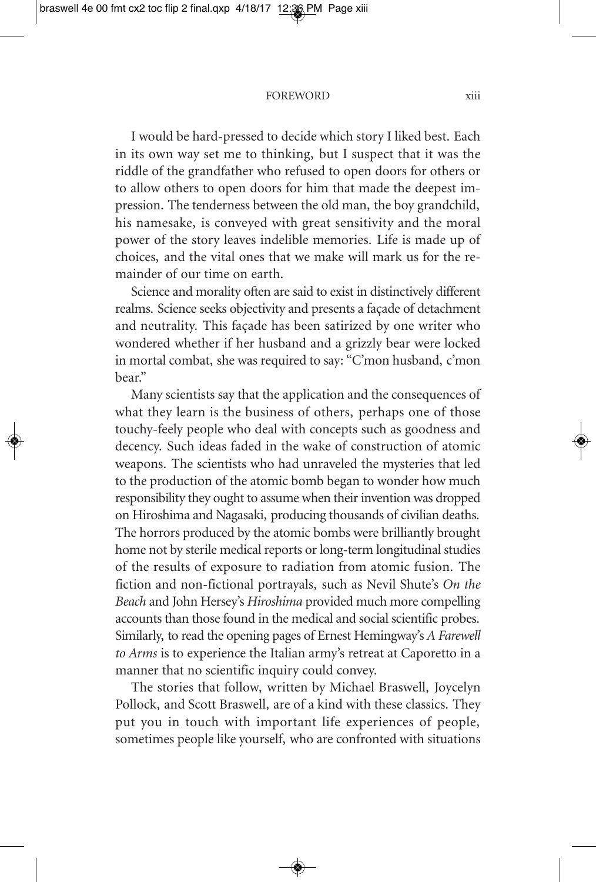I would be hard-pressed to decide which story I liked best. Each in its own way set me to thinking, but I suspect that it was the riddle of the grandfather who refused to open doors for others or to allow others to open doors for him that made the deepest impression. The tenderness between the old man, the boy grandchild, his namesake, is conveyed with great sensitivity and the moral power of the story leaves indelible memories. Life is made up of choices, and the vital ones that we make will mark us for the remainder of our time on earth.

Science and morality often are said to exist in distinctively different realms. Science seeks objectivity and presents a façade of detachment and neutrality. This façade has been satirized by one writer who wondered whether if her husband and a grizzly bear were locked in mortal combat, she was required to say: "C'mon husband, c'mon bear."

Many scientists say that the application and the consequences of what they learn is the business of others, perhaps one of those touchy-feely people who deal with concepts such as goodness and decency. Such ideas faded in the wake of construction of atomic weapons. The scientists who had unraveled the mysteries that led to the production of the atomic bomb began to wonder how much responsibility they ought to assume when their invention was dropped on Hiroshima and Nagasaki, producing thousands of civilian deaths. The horrors produced by the atomic bombs were brilliantly brought home not by sterile medical reports or long-term longitudinal studies of the results of exposure to radiation from atomic fusion. The fiction and non-fictional portrayals, such as Nevil Shute's *On the Beach* and John Hersey's *Hiroshima* provided much more compelling accounts than those found in the medical and social scientific probes. Similarly, to read the opening pages of Ernest Hemingway's *A Farewell to Arms* is to experience the Italian army's retreat at Caporetto in a manner that no scientific inquiry could convey.

The stories that follow, written by Michael Braswell, Joycelyn Pollock, and Scott Braswell, are of a kind with these classics. They put you in touch with important life experiences of people, sometimes people like yourself, who are confronted with situations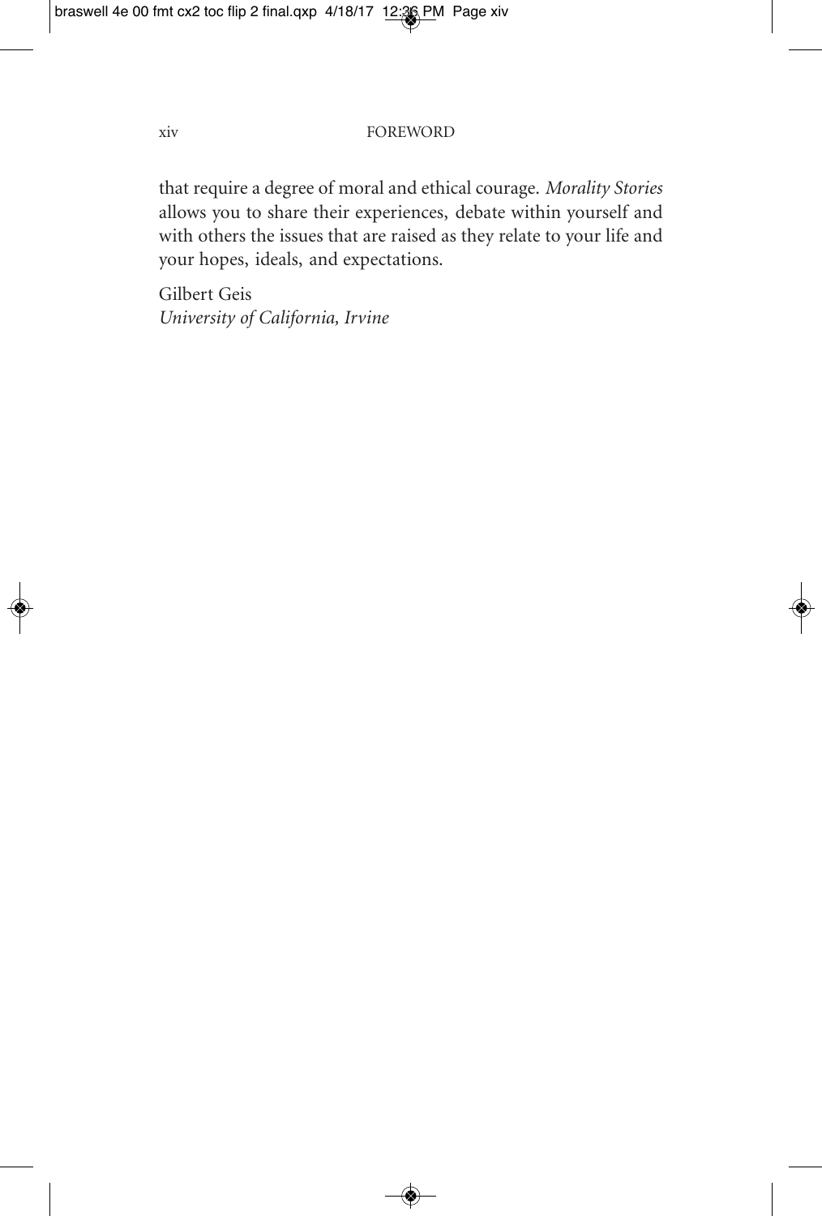that require a degree of moral and ethical courage. *Morality Stories* allows you to share their experiences, debate within yourself and with others the issues that are raised as they relate to your life and your hopes, ideals, and expectations.

Gilbert Geis
*University of California, Irvine*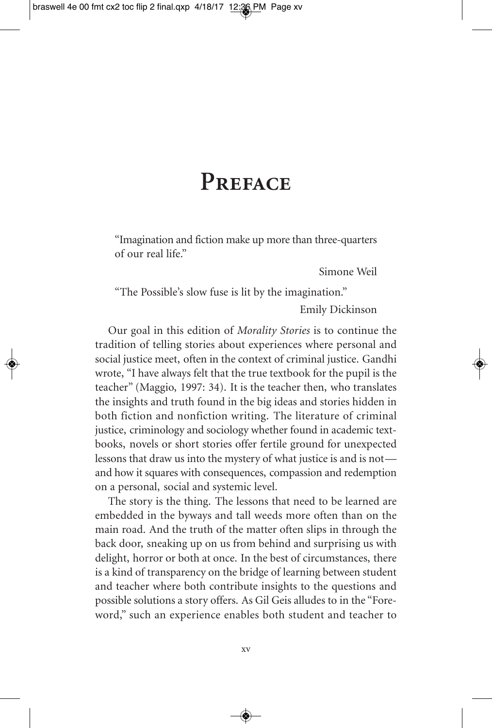# Preface

> "Imagination and fiction make up more than three-quarters of our real life."
>
> Simone Weil

> "The Possible's slow fuse is lit by the imagination."
>
> Emily Dickinson

Our goal in this edition of *Morality Stories* is to continue the tradition of telling stories about experiences where personal and social justice meet, often in the context of criminal justice. Gandhi wrote, "I have always felt that the true textbook for the pupil is the teacher" (Maggio, 1997: 34). It is the teacher then, who translates the insights and truth found in the big ideas and stories hidden in both fiction and nonfiction writing. The literature of criminal justice, criminology and sociology whether found in academic textbooks, novels or short stories offer fertile ground for unexpected lessons that draw us into the mystery of what justice is and is not—and how it squares with consequences, compassion and redemption on a personal, social and systemic level.

The story is the thing. The lessons that need to be learned are embedded in the byways and tall weeds more often than on the main road. And the truth of the matter often slips in through the back door, sneaking up on us from behind and surprising us with delight, horror or both at once. In the best of circumstances, there is a kind of transparency on the bridge of learning between student and teacher where both contribute insights to the questions and possible solutions a story offers. As Gil Geis alludes to in the "Foreword," such an experience enables both student and teacher to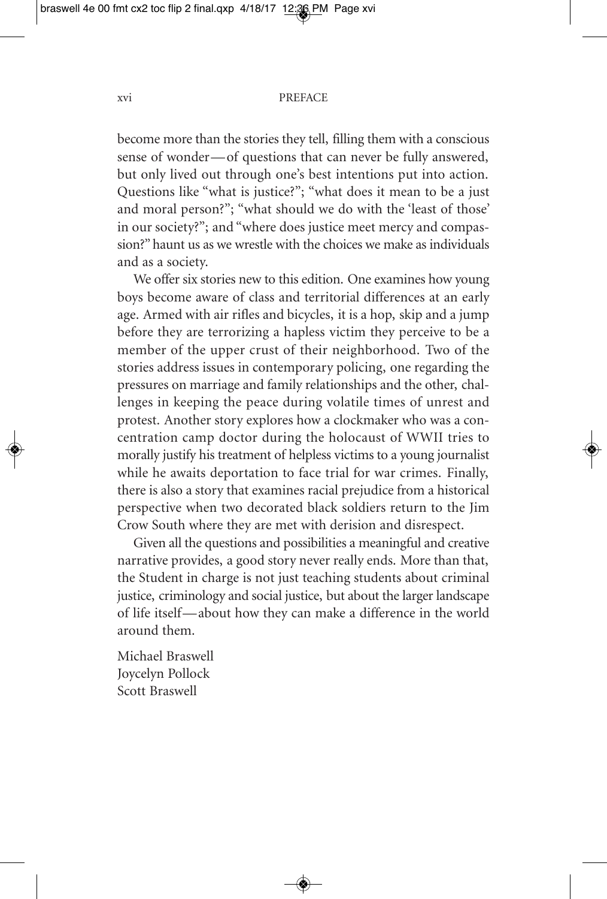become more than the stories they tell, filling them with a conscious sense of wonder—of questions that can never be fully answered, but only lived out through one's best intentions put into action. Questions like "what is justice?"; "what does it mean to be a just and moral person?"; "what should we do with the 'least of those' in our society?"; and "where does justice meet mercy and compassion?" haunt us as we wrestle with the choices we make as individuals and as a society.

We offer six stories new to this edition. One examines how young boys become aware of class and territorial differences at an early age. Armed with air rifles and bicycles, it is a hop, skip and a jump before they are terrorizing a hapless victim they perceive to be a member of the upper crust of their neighborhood. Two of the stories address issues in contemporary policing, one regarding the pressures on marriage and family relationships and the other, challenges in keeping the peace during volatile times of unrest and protest. Another story explores how a clockmaker who was a concentration camp doctor during the holocaust of WWII tries to morally justify his treatment of helpless victims to a young journalist while he awaits deportation to face trial for war crimes. Finally, there is also a story that examines racial prejudice from a historical perspective when two decorated black soldiers return to the Jim Crow South where they are met with derision and disrespect.

Given all the questions and possibilities a meaningful and creative narrative provides, a good story never really ends. More than that, the Student in charge is not just teaching students about criminal justice, criminology and social justice, but about the larger landscape of life itself—about how they can make a difference in the world around them.

Michael Braswell
Joycelyn Pollock
Scott Braswell